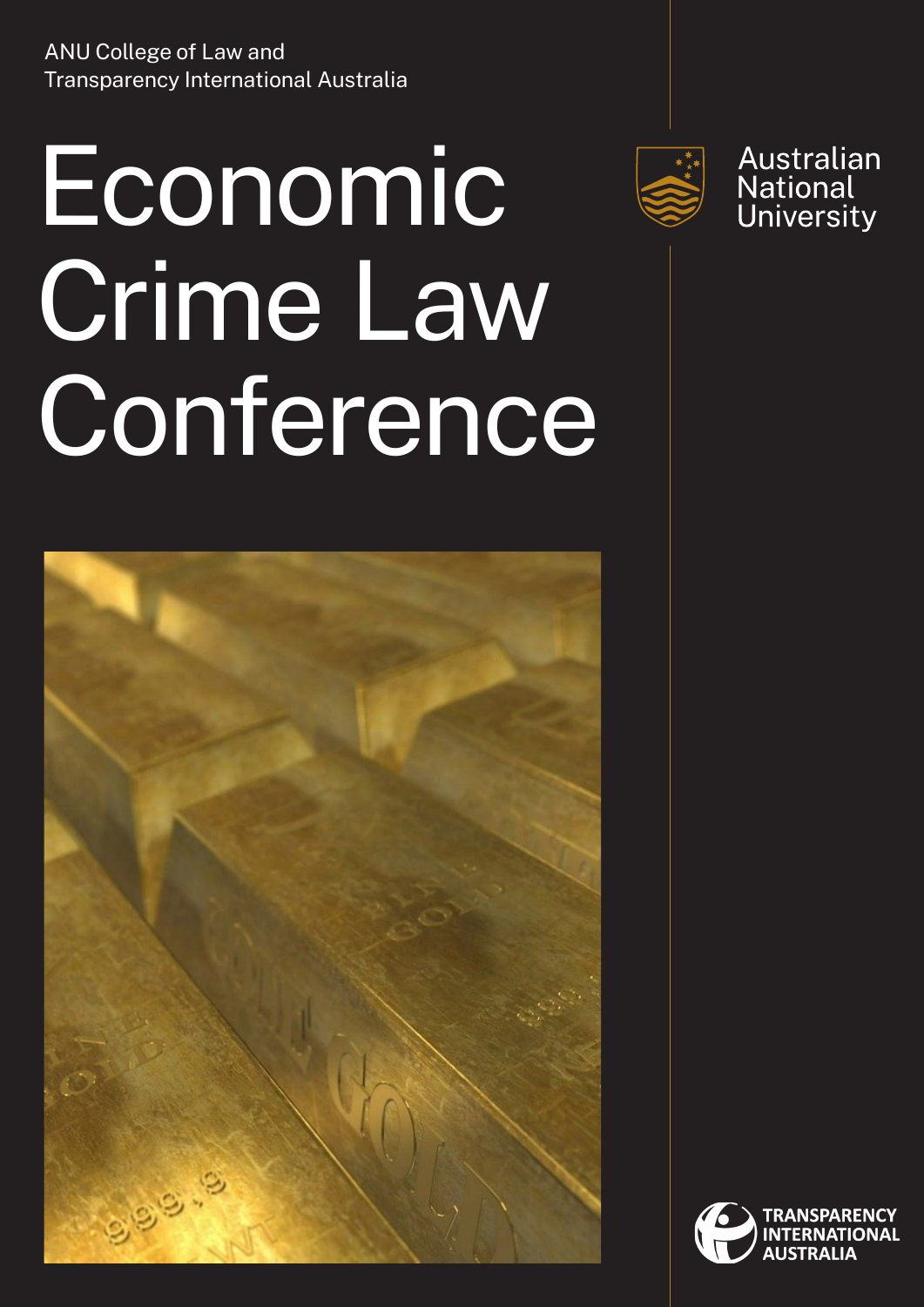ANU College of Law and
Transparency International Australia

# Economic Crime Law Conference

Australian National University

TRANSPARENCY INTERNATIONAL AUSTRALIA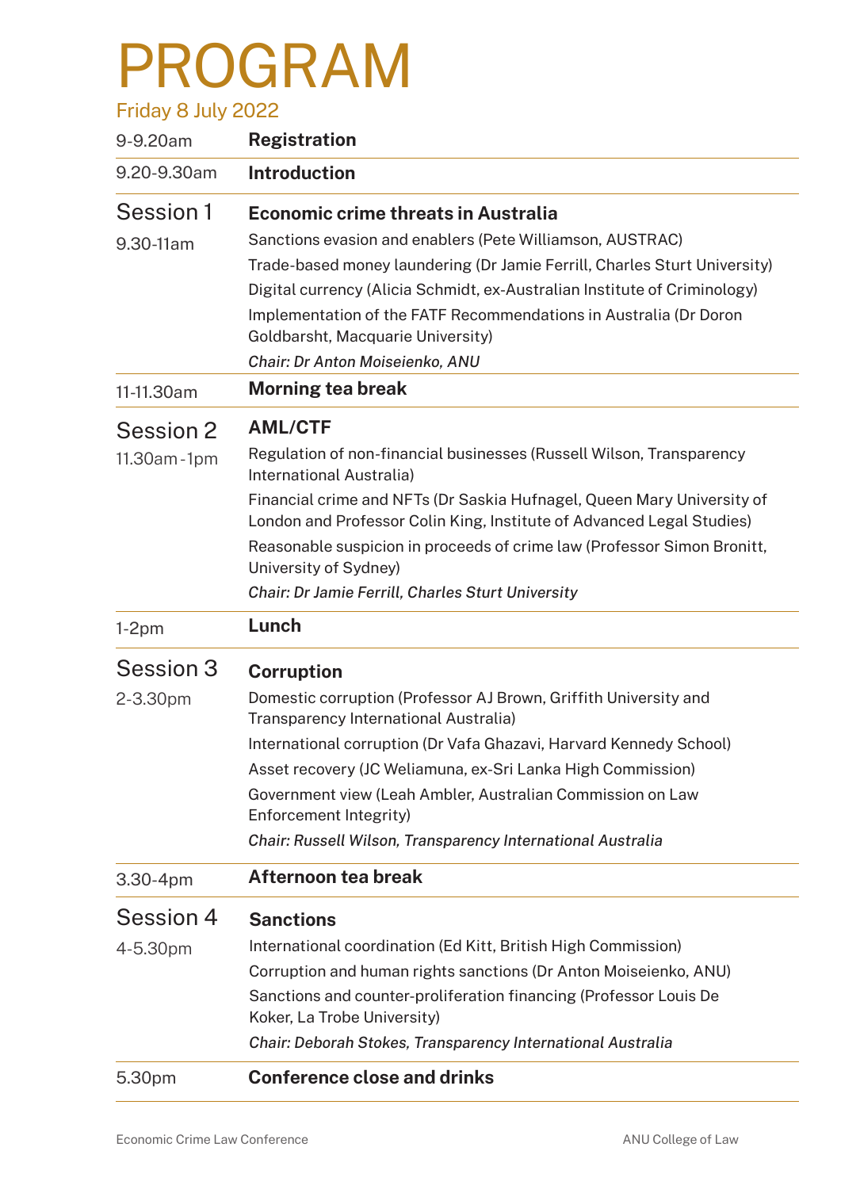# PROGRAM

Friday 8 July 2022

| | |
|---|---|
| 9-9.20am | **Registration** |
| 9.20-9.30am | **Introduction** |
| Session 1<br>9.30-11am | **Economic crime threats in Australia**<br>Sanctions evasion and enablers (Pete Williamson, AUSTRAC)<br>Trade-based money laundering (Dr Jamie Ferrill, Charles Sturt University)<br>Digital currency (Alicia Schmidt, ex-Australian Institute of Criminology)<br>Implementation of the FATF Recommendations in Australia (Dr Doron Goldbarsht, Macquarie University)<br>*Chair: Dr Anton Moiseienko, ANU* |
| 11-11.30am | **Morning tea break** |
| Session 2<br>11.30am-1pm | **AML/CTF**<br>Regulation of non-financial businesses (Russell Wilson, Transparency International Australia)<br>Financial crime and NFTs (Dr Saskia Hufnagel, Queen Mary University of London and Professor Colin King, Institute of Advanced Legal Studies)<br>Reasonable suspicion in proceeds of crime law (Professor Simon Bronitt, University of Sydney)<br>*Chair: Dr Jamie Ferrill, Charles Sturt University* |
| 1-2pm | **Lunch** |
| Session 3<br>2-3.30pm | **Corruption**<br>Domestic corruption (Professor AJ Brown, Griffith University and Transparency International Australia)<br>International corruption (Dr Vafa Ghazavi, Harvard Kennedy School)<br>Asset recovery (JC Weliamuna, ex-Sri Lanka High Commission)<br>Government view (Leah Ambler, Australian Commission on Law Enforcement Integrity)<br>*Chair: Russell Wilson, Transparency International Australia* |
| 3.30-4pm | **Afternoon tea break** |
| Session 4<br>4-5.30pm | **Sanctions**<br>International coordination (Ed Kitt, British High Commission)<br>Corruption and human rights sanctions (Dr Anton Moiseienko, ANU)<br>Sanctions and counter-proliferation financing (Professor Louis De Koker, La Trobe University)<br>*Chair: Deborah Stokes, Transparency International Australia* |
| 5.30pm | **Conference close and drinks** |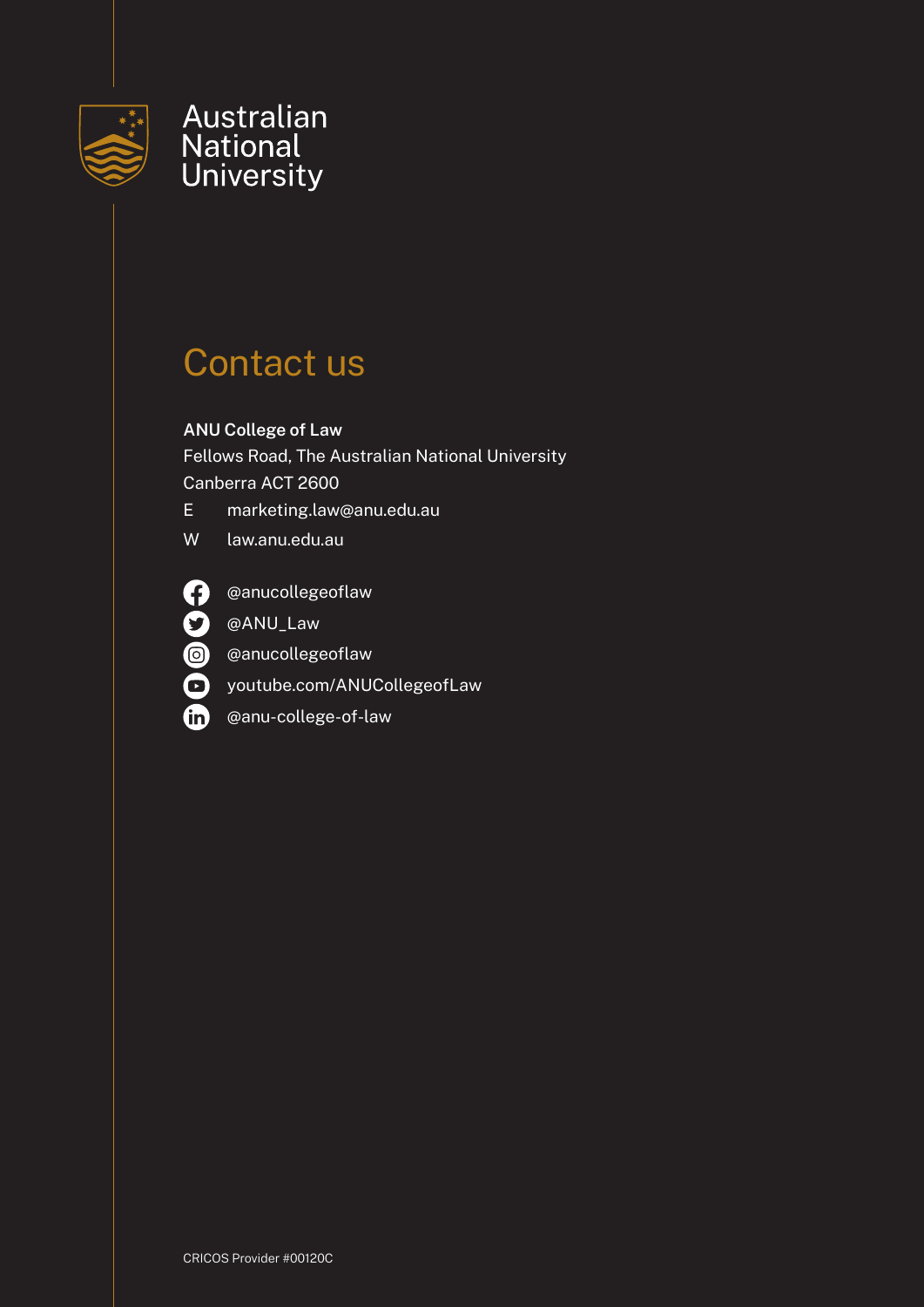Australian
National
University

# Contact us

**ANU College of Law**
Fellows Road, The Australian National University
Canberra ACT 2600

E marketing.law@anu.edu.au

W law.anu.edu.au

@anucollegeoflaw

@ANU_Law

@anucollegeoflaw

youtube.com/ANUCollegeofLaw

@anu-college-of-law

CRICOS Provider #00120C